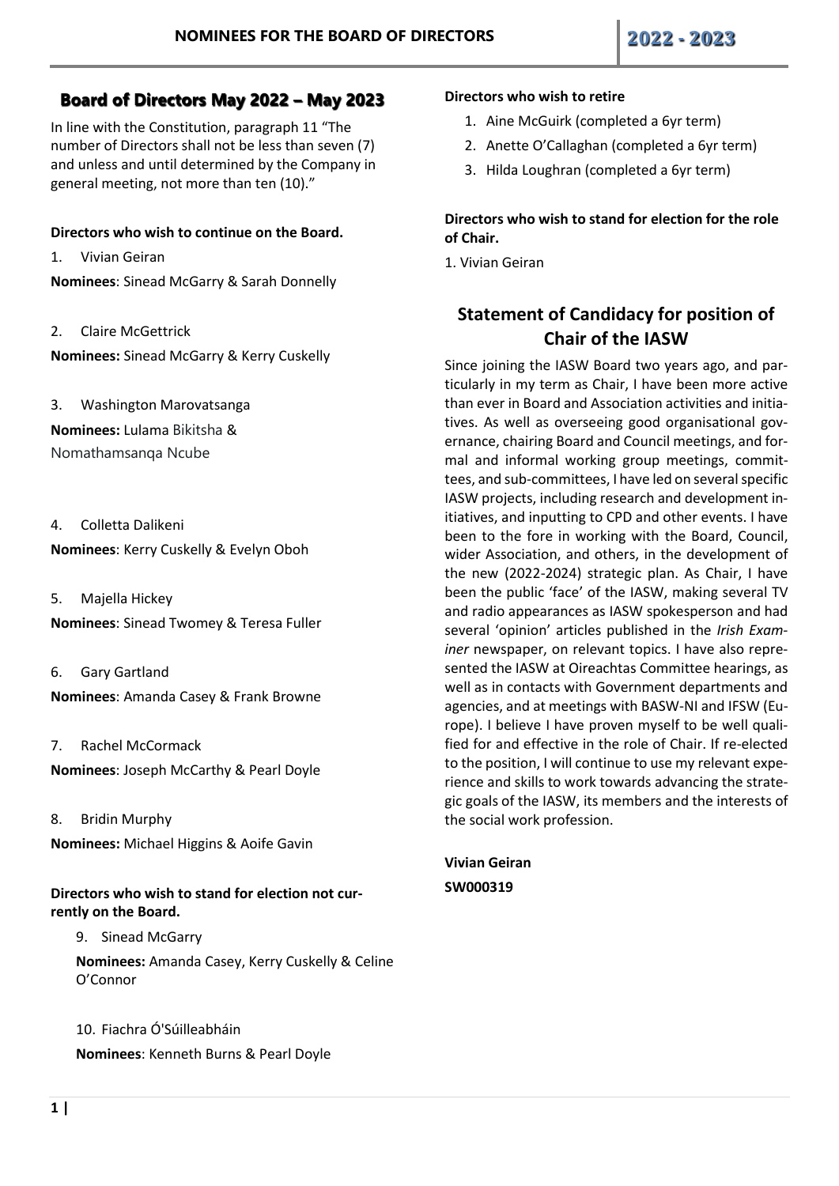# NOMINEES FOR THE BOARD OF DIRECTORS 2022 - 2023

## Board of Directors May 2022 – May 2023

In line with the Constitution, paragraph 11 "The number of Directors shall not be less than seven (7) and unless and until determined by the Company in general meeting, not more than ten (10)."

**Directors who wish to continue on the Board.**

1. Vivian Geiran

**Nominees**: Sinead McGarry & Sarah Donnelly

2. Claire McGettrick

**Nominees:** Sinead McGarry & Kerry Cuskelly

3. Washington Marovatsanga

**Nominees:** Lulama Bikitsha & Nomathamsanqa Ncube

4. Colletta Dalikeni

**Nominees**: Kerry Cuskelly & Evelyn Oboh

5. Majella Hickey

**Nominees**: Sinead Twomey & Teresa Fuller

6. Gary Gartland

**Nominees**: Amanda Casey & Frank Browne

7. Rachel McCormack

**Nominees**: Joseph McCarthy & Pearl Doyle

8. Bridin Murphy

**Nominees:** Michael Higgins & Aoife Gavin

**Directors who wish to stand for election not currently on the Board.**

9. Sinead McGarry

**Nominees:** Amanda Casey, Kerry Cuskelly & Celine O'Connor

10. Fiachra Ó'Súilleabháin

**Nominees**: Kenneth Burns & Pearl Doyle

**Directors who wish to retire**

1. Aine McGuirk (completed a 6yr term)
2. Anette O'Callaghan (completed a 6yr term)
3. Hilda Loughran (completed a 6yr term)

**Directors who wish to stand for election for the role of Chair.**

1. Vivian Geiran

## Statement of Candidacy for position of Chair of the IASW

Since joining the IASW Board two years ago, and particularly in my term as Chair, I have been more active than ever in Board and Association activities and initiatives. As well as overseeing good organisational governance, chairing Board and Council meetings, and formal and informal working group meetings, committees, and sub-committees, I have led on several specific IASW projects, including research and development initiatives, and inputting to CPD and other events. I have been to the fore in working with the Board, Council, wider Association, and others, in the development of the new (2022-2024) strategic plan. As Chair, I have been the public 'face' of the IASW, making several TV and radio appearances as IASW spokesperson and had several 'opinion' articles published in the *Irish Examiner* newspaper, on relevant topics. I have also represented the IASW at Oireachtas Committee hearings, as well as in contacts with Government departments and agencies, and at meetings with BASW-NI and IFSW (Europe). I believe I have proven myself to be well qualified for and effective in the role of Chair. If re-elected to the position, I will continue to use my relevant experience and skills to work towards advancing the strategic goals of the IASW, its members and the interests of the social work profession.

**Vivian Geiran**

**SW000319**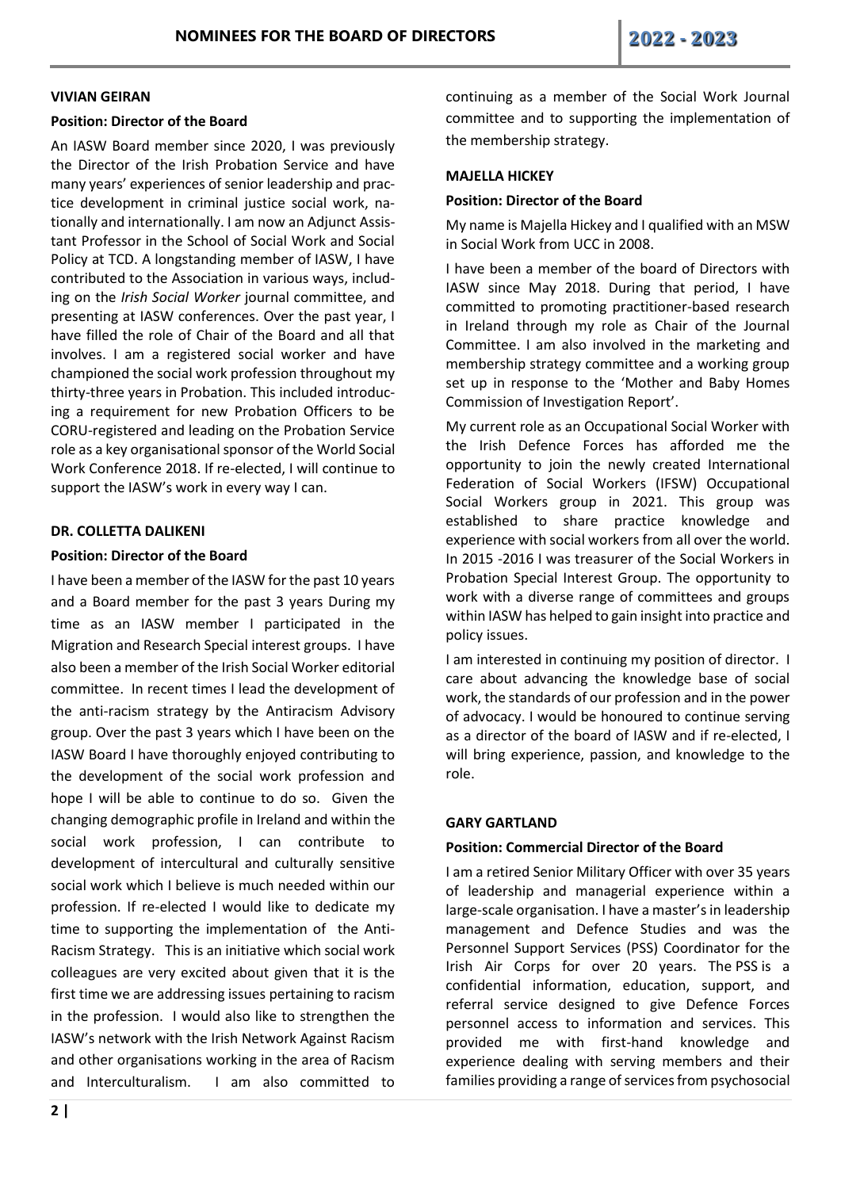### VIVIAN GEIRAN

**Position: Director of the Board**

An IASW Board member since 2020, I was previously the Director of the Irish Probation Service and have many years' experiences of senior leadership and practice development in criminal justice social work, nationally and internationally. I am now an Adjunct Assistant Professor in the School of Social Work and Social Policy at TCD. A longstanding member of IASW, I have contributed to the Association in various ways, including on the *Irish Social Worker* journal committee, and presenting at IASW conferences. Over the past year, I have filled the role of Chair of the Board and all that involves. I am a registered social worker and have championed the social work profession throughout my thirty-three years in Probation. This included introducing a requirement for new Probation Officers to be CORU-registered and leading on the Probation Service role as a key organisational sponsor of the World Social Work Conference 2018. If re-elected, I will continue to support the IASW's work in every way I can.

### DR. COLLETTA DALIKENI

**Position: Director of the Board**

I have been a member of the IASW for the past 10 years and a Board member for the past 3 years During my time as an IASW member I participated in the Migration and Research Special interest groups. I have also been a member of the Irish Social Worker editorial committee. In recent times I lead the development of the anti-racism strategy by the Antiracism Advisory group. Over the past 3 years which I have been on the IASW Board I have thoroughly enjoyed contributing to the development of the social work profession and hope I will be able to continue to do so. Given the changing demographic profile in Ireland and within the social work profession, I can contribute to development of intercultural and culturally sensitive social work which I believe is much needed within our profession. If re-elected I would like to dedicate my time to supporting the implementation of the Anti-Racism Strategy. This is an initiative which social work colleagues are very excited about given that it is the first time we are addressing issues pertaining to racism in the profession. I would also like to strengthen the IASW's network with the Irish Network Against Racism and other organisations working in the area of Racism and Interculturalism. I am also committed to continuing as a member of the Social Work Journal committee and to supporting the implementation of the membership strategy.

### MAJELLA HICKEY

**Position: Director of the Board**

My name is Majella Hickey and I qualified with an MSW in Social Work from UCC in 2008.

I have been a member of the board of Directors with IASW since May 2018. During that period, I have committed to promoting practitioner-based research in Ireland through my role as Chair of the Journal Committee. I am also involved in the marketing and membership strategy committee and a working group set up in response to the 'Mother and Baby Homes Commission of Investigation Report'.

My current role as an Occupational Social Worker with the Irish Defence Forces has afforded me the opportunity to join the newly created International Federation of Social Workers (IFSW) Occupational Social Workers group in 2021. This group was established to share practice knowledge and experience with social workers from all over the world. In 2015 -2016 I was treasurer of the Social Workers in Probation Special Interest Group. The opportunity to work with a diverse range of committees and groups within IASW has helped to gain insight into practice and policy issues.

I am interested in continuing my position of director. I care about advancing the knowledge base of social work, the standards of our profession and in the power of advocacy. I would be honoured to continue serving as a director of the board of IASW and if re-elected, I will bring experience, passion, and knowledge to the role.

### GARY GARTLAND

**Position: Commercial Director of the Board**

I am a retired Senior Military Officer with over 35 years of leadership and managerial experience within a large-scale organisation. I have a master's in leadership management and Defence Studies and was the Personnel Support Services (PSS) Coordinator for the Irish Air Corps for over 20 years. The PSS is a confidential information, education, support, and referral service designed to give Defence Forces personnel access to information and services. This provided me with first-hand knowledge and experience dealing with serving members and their families providing a range of services from psychosocial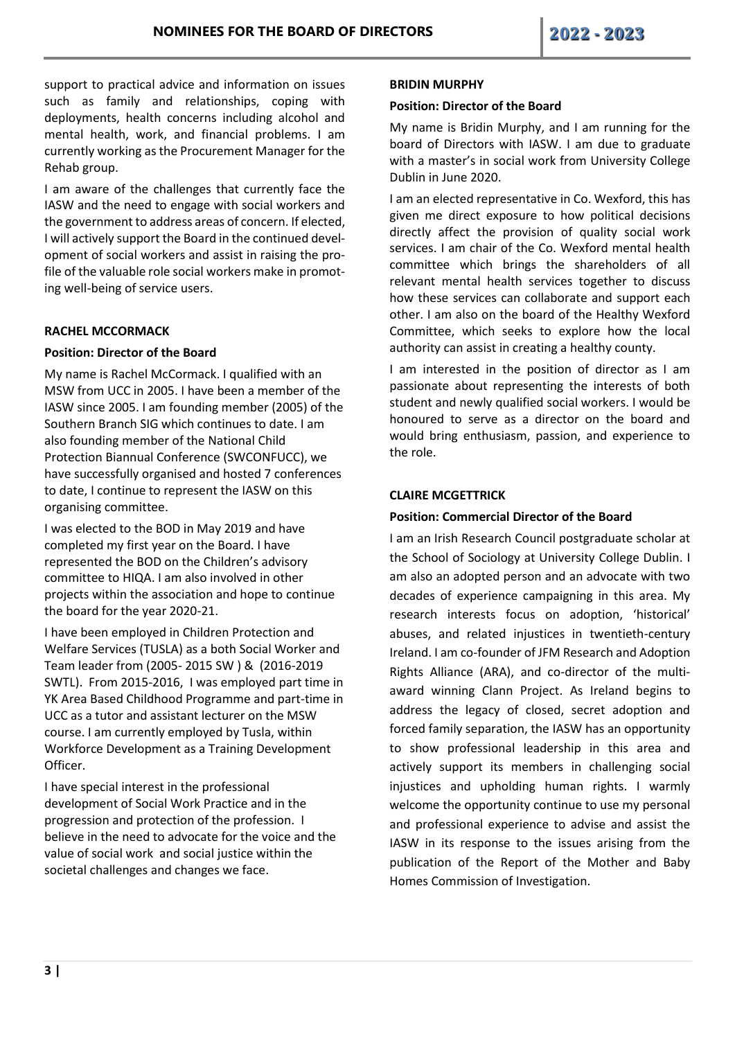support to practical advice and information on issues such as family and relationships, coping with deployments, health concerns including alcohol and mental health, work, and financial problems. I am currently working as the Procurement Manager for the Rehab group.

I am aware of the challenges that currently face the IASW and the need to engage with social workers and the government to address areas of concern. If elected, I will actively support the Board in the continued development of social workers and assist in raising the profile of the valuable role social workers make in promoting well-being of service users.

**RACHEL MCCORMACK**

**Position: Director of the Board**

My name is Rachel McCormack. I qualified with an MSW from UCC in 2005. I have been a member of the IASW since 2005. I am founding member (2005) of the Southern Branch SIG which continues to date. I am also founding member of the National Child Protection Biannual Conference (SWCONFUCC), we have successfully organised and hosted 7 conferences to date, I continue to represent the IASW on this organising committee.

I was elected to the BOD in May 2019 and have completed my first year on the Board. I have represented the BOD on the Children's advisory committee to HIQA. I am also involved in other projects within the association and hope to continue the board for the year 2020-21.

I have been employed in Children Protection and Welfare Services (TUSLA) as a both Social Worker and Team leader from (2005- 2015 SW ) & (2016-2019 SWTL). From 2015-2016, I was employed part time in YK Area Based Childhood Programme and part-time in UCC as a tutor and assistant lecturer on the MSW course. I am currently employed by Tusla, within Workforce Development as a Training Development Officer.

I have special interest in the professional development of Social Work Practice and in the progression and protection of the profession. I believe in the need to advocate for the voice and the value of social work and social justice within the societal challenges and changes we face.

**BRIDIN MURPHY**

**Position: Director of the Board**

My name is Bridin Murphy, and I am running for the board of Directors with IASW. I am due to graduate with a master's in social work from University College Dublin in June 2020.

I am an elected representative in Co. Wexford, this has given me direct exposure to how political decisions directly affect the provision of quality social work services. I am chair of the Co. Wexford mental health committee which brings the shareholders of all relevant mental health services together to discuss how these services can collaborate and support each other. I am also on the board of the Healthy Wexford Committee, which seeks to explore how the local authority can assist in creating a healthy county.

I am interested in the position of director as I am passionate about representing the interests of both student and newly qualified social workers. I would be honoured to serve as a director on the board and would bring enthusiasm, passion, and experience to the role.

**CLAIRE MCGETTRICK**

**Position: Commercial Director of the Board**

I am an Irish Research Council postgraduate scholar at the School of Sociology at University College Dublin. I am also an adopted person and an advocate with two decades of experience campaigning in this area. My research interests focus on adoption, 'historical' abuses, and related injustices in twentieth-century Ireland. I am co-founder of JFM Research and Adoption Rights Alliance (ARA), and co-director of the multi-award winning Clann Project. As Ireland begins to address the legacy of closed, secret adoption and forced family separation, the IASW has an opportunity to show professional leadership in this area and actively support its members in challenging social injustices and upholding human rights. I warmly welcome the opportunity continue to use my personal and professional experience to advise and assist the IASW in its response to the issues arising from the publication of the Report of the Mother and Baby Homes Commission of Investigation.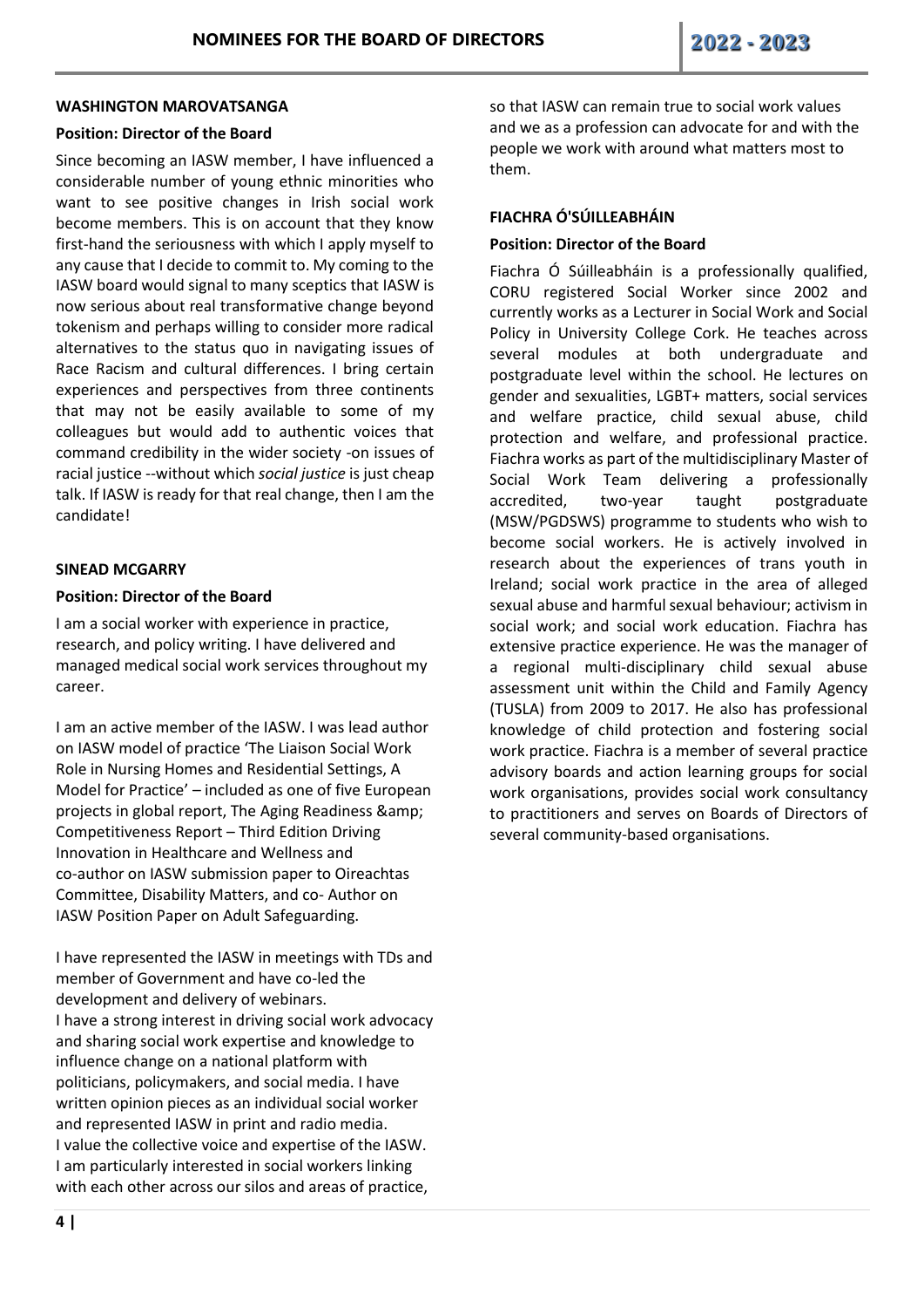**WASHINGTON MAROVATSANGA**

**Position: Director of the Board**

Since becoming an IASW member, I have influenced a considerable number of young ethnic minorities who want to see positive changes in Irish social work become members. This is on account that they know first-hand the seriousness with which I apply myself to any cause that I decide to commit to. My coming to the IASW board would signal to many sceptics that IASW is now serious about real transformative change beyond tokenism and perhaps willing to consider more radical alternatives to the status quo in navigating issues of Race Racism and cultural differences. I bring certain experiences and perspectives from three continents that may not be easily available to some of my colleagues but would add to authentic voices that command credibility in the wider society -on issues of racial justice --without which *social justice* is just cheap talk. If IASW is ready for that real change, then I am the candidate!

**SINEAD MCGARRY**

**Position: Director of the Board**

I am a social worker with experience in practice, research, and policy writing. I have delivered and managed medical social work services throughout my career.

I am an active member of the IASW. I was lead author on IASW model of practice 'The Liaison Social Work Role in Nursing Homes and Residential Settings, A Model for Practice' – included as one of five European projects in global report, The Aging Readiness &amp; Competitiveness Report – Third Edition Driving Innovation in Healthcare and Wellness and co-author on IASW submission paper to Oireachtas Committee, Disability Matters, and co- Author on IASW Position Paper on Adult Safeguarding.

I have represented the IASW in meetings with TDs and member of Government and have co-led the development and delivery of webinars.
I have a strong interest in driving social work advocacy and sharing social work expertise and knowledge to influence change on a national platform with politicians, policymakers, and social media. I have written opinion pieces as an individual social worker and represented IASW in print and radio media.
I value the collective voice and expertise of the IASW. I am particularly interested in social workers linking with each other across our silos and areas of practice, so that IASW can remain true to social work values and we as a profession can advocate for and with the people we work with around what matters most to them.

**FIACHRA Ó'SÚILLEABHÁIN**

**Position: Director of the Board**

Fiachra Ó Súilleabháin is a professionally qualified, CORU registered Social Worker since 2002 and currently works as a Lecturer in Social Work and Social Policy in University College Cork. He teaches across several modules at both undergraduate and postgraduate level within the school. He lectures on gender and sexualities, LGBT+ matters, social services and welfare practice, child sexual abuse, child protection and welfare, and professional practice. Fiachra works as part of the multidisciplinary Master of Social Work Team delivering a professionally accredited, two-year taught postgraduate (MSW/PGDSWS) programme to students who wish to become social workers. He is actively involved in research about the experiences of trans youth in Ireland; social work practice in the area of alleged sexual abuse and harmful sexual behaviour; activism in social work; and social work education. Fiachra has extensive practice experience. He was the manager of a regional multi-disciplinary child sexual abuse assessment unit within the Child and Family Agency (TUSLA) from 2009 to 2017. He also has professional knowledge of child protection and fostering social work practice. Fiachra is a member of several practice advisory boards and action learning groups for social work organisations, provides social work consultancy to practitioners and serves on Boards of Directors of several community-based organisations.